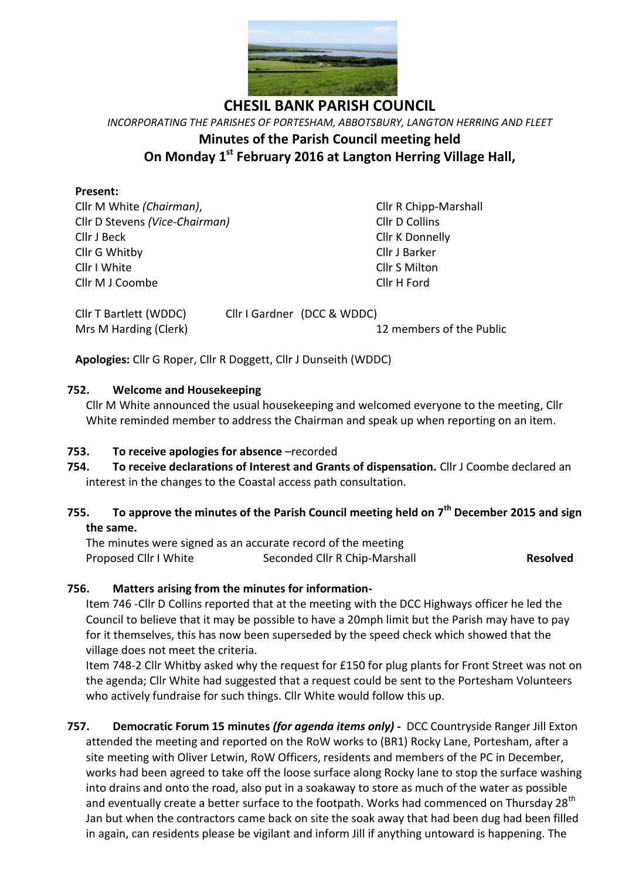# CHESIL BANK PARISH COUNCIL

*INCORPORATING THE PARISHES OF PORTESHAM, ABBOTSBURY, LANGTON HERRING AND FLEET*

## Minutes of the Parish Council meeting held On Monday 1st February 2016 at Langton Herring Village Hall,

**Present:**

Cllr M White *(Chairman)*,
Cllr D Stevens *(Vice-Chairman)*
Cllr J Beck
Cllr G Whitby
Cllr I White
Cllr M J Coombe
Cllr R Chipp-Marshall
Cllr D Collins
Cllr K Donnelly
Cllr J Barker
Cllr S Milton
Cllr H Ford

Cllr T Bartlett (WDDC)
Cllr I Gardner (DCC & WDDC)
Mrs M Harding (Clerk)
12 members of the Public

**Apologies:** Cllr G Roper, Cllr R Doggett, Cllr J Dunseith (WDDC)

**752. Welcome and Housekeeping**

Cllr M White announced the usual housekeeping and welcomed everyone to the meeting, Cllr White reminded member to address the Chairman and speak up when reporting on an item.

**753. To receive apologies for absence** –recorded

**754. To receive declarations of Interest and Grants of dispensation.** Cllr J Coombe declared an interest in the changes to the Coastal access path consultation.

**755. To approve the minutes of the Parish Council meeting held on 7th December 2015 and sign the same.**

The minutes were signed as an accurate record of the meeting
Proposed Cllr I White Seconded Cllr R Chip-Marshall **Resolved**

**756. Matters arising from the minutes for information-**

Item 746 -Cllr D Collins reported that at the meeting with the DCC Highways officer he led the Council to believe that it may be possible to have a 20mph limit but the Parish may have to pay for it themselves, this has now been superseded by the speed check which showed that the village does not meet the criteria.

Item 748-2 Cllr Whitby asked why the request for £150 for plug plants for Front Street was not on the agenda; Cllr White had suggested that a request could be sent to the Portesham Volunteers who actively fundraise for such things. Cllr White would follow this up.

**757. Democratic Forum 15 minutes *(for agenda items only)* -** DCC Countryside Ranger Jill Exton attended the meeting and reported on the RoW works to (BR1) Rocky Lane, Portesham, after a site meeting with Oliver Letwin, RoW Officers, residents and members of the PC in December, works had been agreed to take off the loose surface along Rocky lane to stop the surface washing into drains and onto the road, also put in a soakaway to store as much of the water as possible and eventually create a better surface to the footpath. Works had commenced on Thursday 28th Jan but when the contractors came back on site the soak away that had been dug had been filled in again, can residents please be vigilant and inform Jill if anything untoward is happening. The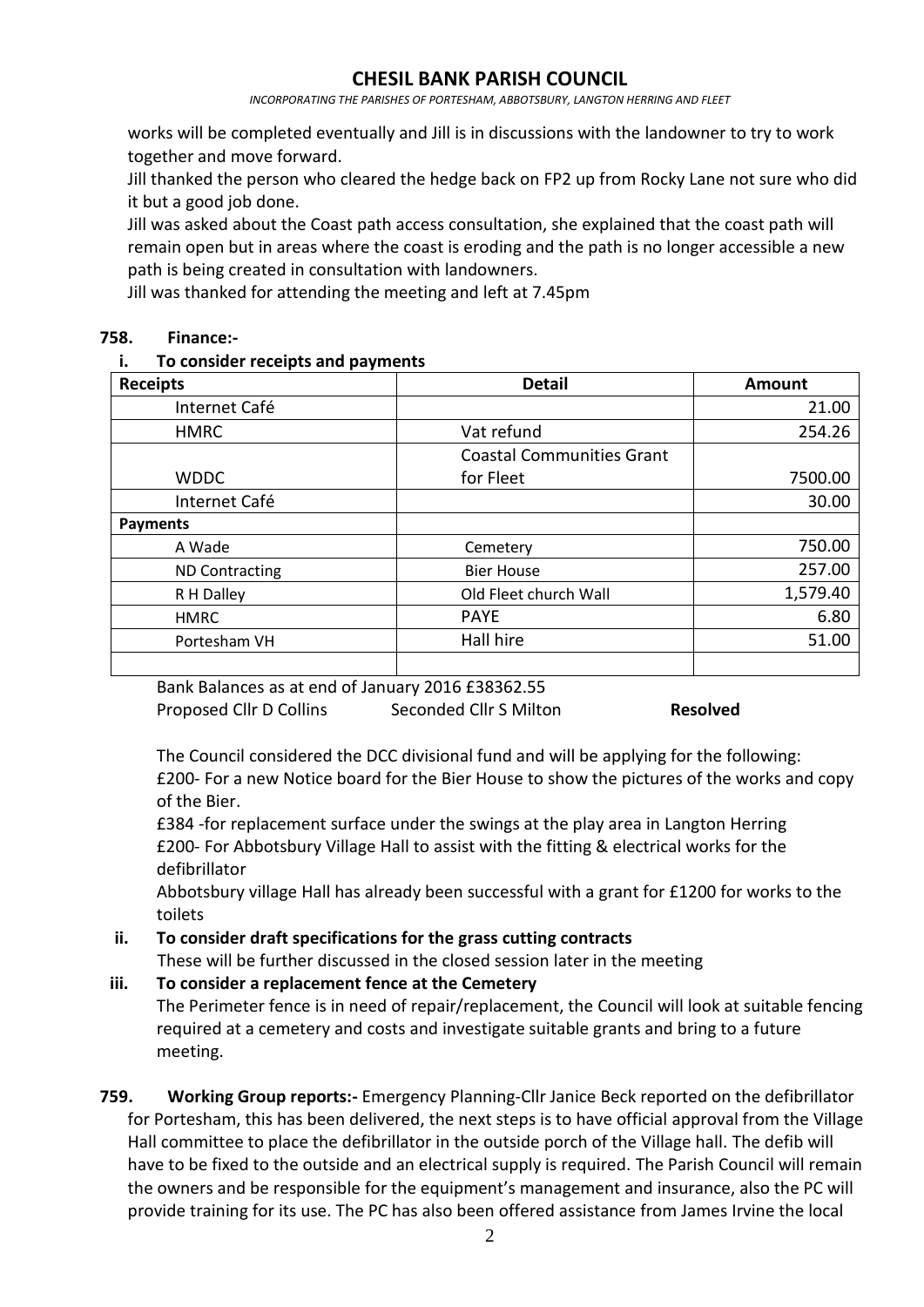works will be completed eventually and Jill is in discussions with the landowner to try to work together and move forward.

Jill thanked the person who cleared the hedge back on FP2 up from Rocky Lane not sure who did it but a good job done.

Jill was asked about the Coast path access consultation, she explained that the coast path will remain open but in areas where the coast is eroding and the path is no longer accessible a new path is being created in consultation with landowners.

Jill was thanked for attending the meeting and left at 7.45pm

**758. Finance:-**

**i. To consider receipts and payments**

| Receipts | Detail | Amount |
|---|---|---|
| Internet Café | | 21.00 |
| HMRC | Vat refund | 254.26 |
| WDDC | Coastal Communities Grant for Fleet | 7500.00 |
| Internet Café | | 30.00 |
| **Payments** | | |
| A Wade | Cemetery | 750.00 |
| ND Contracting | Bier House | 257.00 |
| R H Dalley | Old Fleet church Wall | 1,579.40 |
| HMRC | PAYE | 6.80 |
| Portesham VH | Hall hire | 51.00 |
| | | |

Bank Balances as at end of January 2016 £38362.55

Proposed Cllr D Collins   Seconded Cllr S Milton   **Resolved**

The Council considered the DCC divisional fund and will be applying for the following:

£200- For a new Notice board for the Bier House to show the pictures of the works and copy of the Bier.

£384 -for replacement surface under the swings at the play area in Langton Herring

£200- For Abbotsbury Village Hall to assist with the fitting & electrical works for the defibrillator

Abbotsbury village Hall has already been successful with a grant for £1200 for works to the toilets

**ii. To consider draft specifications for the grass cutting contracts**

These will be further discussed in the closed session later in the meeting

**iii. To consider a replacement fence at the Cemetery**

The Perimeter fence is in need of repair/replacement, the Council will look at suitable fencing required at a cemetery and costs and investigate suitable grants and bring to a future meeting.

**759. Working Group reports:-** Emergency Planning-Cllr Janice Beck reported on the defibrillator for Portesham, this has been delivered, the next steps is to have official approval from the Village Hall committee to place the defibrillator in the outside porch of the Village hall. The defib will have to be fixed to the outside and an electrical supply is required. The Parish Council will remain the owners and be responsible for the equipment's management and insurance, also the PC will provide training for its use. The PC has also been offered assistance from James Irvine the local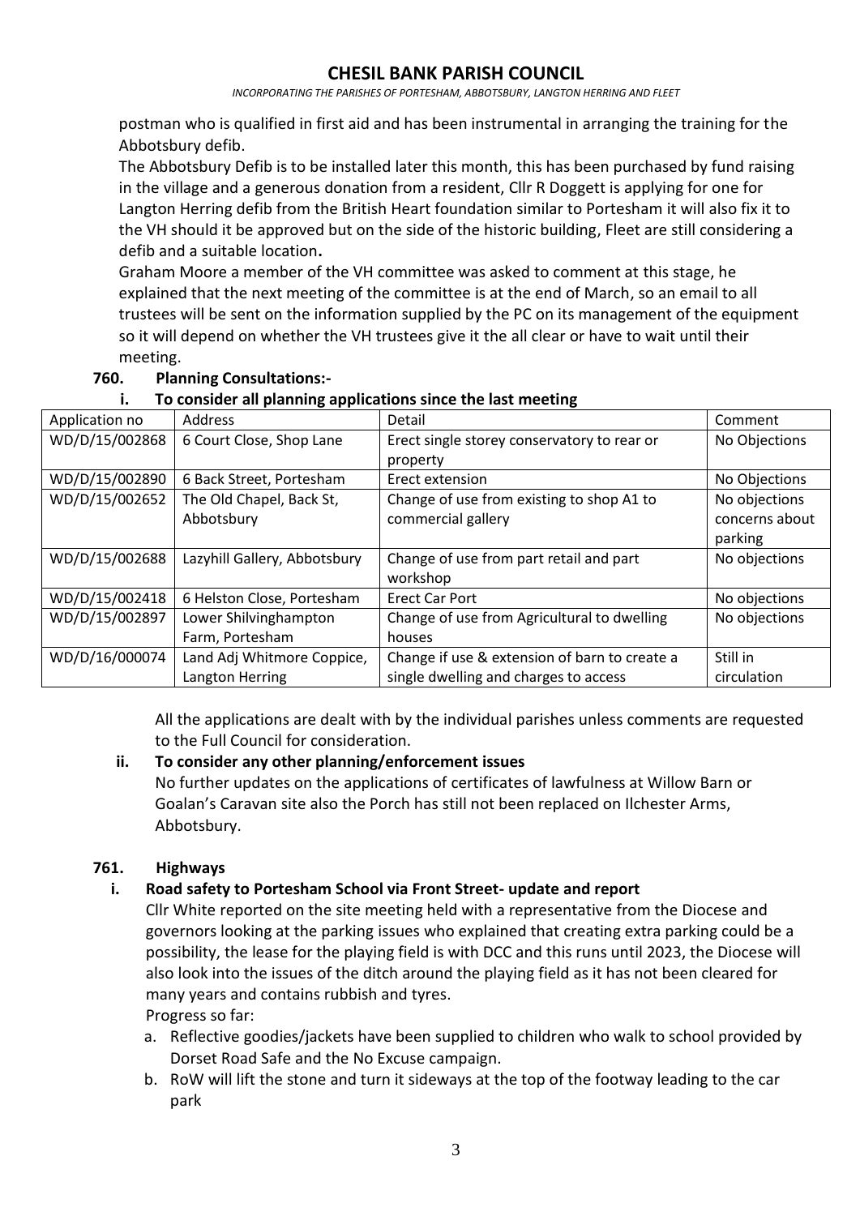postman who is qualified in first aid and has been instrumental in arranging the training for the Abbotsbury defib.

The Abbotsbury Defib is to be installed later this month, this has been purchased by fund raising in the village and a generous donation from a resident, Cllr R Doggett is applying for one for Langton Herring defib from the British Heart foundation similar to Portesham it will also fix it to the VH should it be approved but on the side of the historic building, Fleet are still considering a defib and a suitable location**.**

Graham Moore a member of the VH committee was asked to comment at this stage, he explained that the next meeting of the committee is at the end of March, so an email to all trustees will be sent on the information supplied by the PC on its management of the equipment so it will depend on whether the VH trustees give it the all clear or have to wait until their meeting.

**760. Planning Consultations:-**

**i. To consider all planning applications since the last meeting**

| Application no | Address | Detail | Comment |
|---|---|---|---|
| WD/D/15/002868 | 6 Court Close, Shop Lane | Erect single storey conservatory to rear or property | No Objections |
| WD/D/15/002890 | 6 Back Street, Portesham | Erect extension | No Objections |
| WD/D/15/002652 | The Old Chapel, Back St, Abbotsbury | Change of use from existing to shop A1 to commercial gallery | No objections concerns about parking |
| WD/D/15/002688 | Lazyhill Gallery, Abbotsbury | Change of use from part retail and part workshop | No objections |
| WD/D/15/002418 | 6 Helston Close, Portesham | Erect Car Port | No objections |
| WD/D/15/002897 | Lower Shilvinghampton Farm, Portesham | Change of use from Agricultural to dwelling houses | No objections |
| WD/D/16/000074 | Land Adj Whitmore Coppice, Langton Herring | Change if use & extension of barn to create a single dwelling and charges to access | Still in circulation |

All the applications are dealt with by the individual parishes unless comments are requested to the Full Council for consideration.

**ii. To consider any other planning/enforcement issues**

No further updates on the applications of certificates of lawfulness at Willow Barn or Goalan's Caravan site also the Porch has still not been replaced on Ilchester Arms, Abbotsbury.

**761. Highways**

**i. Road safety to Portesham School via Front Street- update and report**

Cllr White reported on the site meeting held with a representative from the Diocese and governors looking at the parking issues who explained that creating extra parking could be a possibility, the lease for the playing field is with DCC and this runs until 2023, the Diocese will also look into the issues of the ditch around the playing field as it has not been cleared for many years and contains rubbish and tyres.

Progress so far:

a. Reflective goodies/jackets have been supplied to children who walk to school provided by Dorset Road Safe and the No Excuse campaign.
b. RoW will lift the stone and turn it sideways at the top of the footway leading to the car park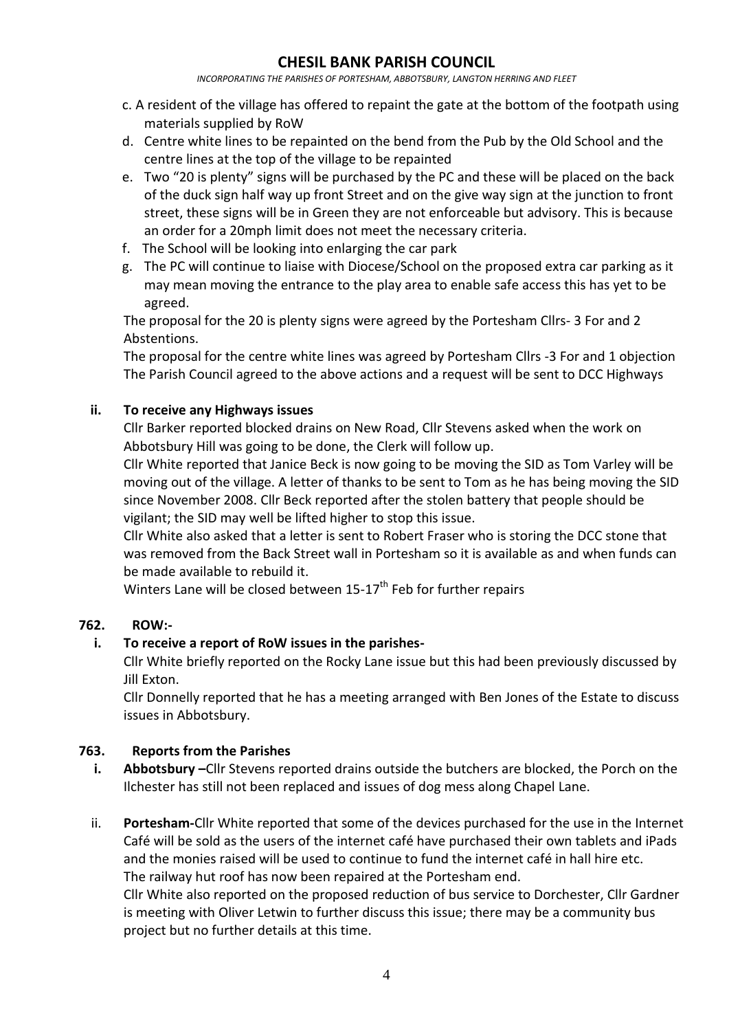# CHESIL BANK PARISH COUNCIL

*INCORPORATING THE PARISHES OF PORTESHAM, ABBOTSBURY, LANGTON HERRING AND FLEET*

c. A resident of the village has offered to repaint the gate at the bottom of the footpath using materials supplied by RoW

d. Centre white lines to be repainted on the bend from the Pub by the Old School and the centre lines at the top of the village to be repainted

e. Two "20 is plenty" signs will be purchased by the PC and these will be placed on the back of the duck sign half way up front Street and on the give way sign at the junction to front street, these signs will be in Green they are not enforceable but advisory. This is because an order for a 20mph limit does not meet the necessary criteria.

f. The School will be looking into enlarging the car park

g. The PC will continue to liaise with Diocese/School on the proposed extra car parking as it may mean moving the entrance to the play area to enable safe access this has yet to be agreed.

The proposal for the 20 is plenty signs were agreed by the Portesham Cllrs- 3 For and 2 Abstentions.

The proposal for the centre white lines was agreed by Portesham Cllrs -3 For and 1 objection

The Parish Council agreed to the above actions and a request will be sent to DCC Highways

**ii. To receive any Highways issues**

Cllr Barker reported blocked drains on New Road, Cllr Stevens asked when the work on Abbotsbury Hill was going to be done, the Clerk will follow up.

Cllr White reported that Janice Beck is now going to be moving the SID as Tom Varley will be moving out of the village. A letter of thanks to be sent to Tom as he has being moving the SID since November 2008. Cllr Beck reported after the stolen battery that people should be vigilant; the SID may well be lifted higher to stop this issue.

Cllr White also asked that a letter is sent to Robert Fraser who is storing the DCC stone that was removed from the Back Street wall in Portesham so it is available as and when funds can be made available to rebuild it.

Winters Lane will be closed between 15-17th Feb for further repairs

## 762. ROW:-

**i. To receive a report of RoW issues in the parishes-**

Cllr White briefly reported on the Rocky Lane issue but this had been previously discussed by Jill Exton.

Cllr Donnelly reported that he has a meeting arranged with Ben Jones of the Estate to discuss issues in Abbotsbury.

## 763. Reports from the Parishes

i. **Abbotsbury –** Cllr Stevens reported drains outside the butchers are blocked, the Porch on the Ilchester has still not been replaced and issues of dog mess along Chapel Lane.

ii. **Portesham-** Cllr White reported that some of the devices purchased for the use in the Internet Café will be sold as the users of the internet café have purchased their own tablets and iPads and the monies raised will be used to continue to fund the internet café in hall hire etc.

The railway hut roof has now been repaired at the Portesham end.

Cllr White also reported on the proposed reduction of bus service to Dorchester, Cllr Gardner is meeting with Oliver Letwin to further discuss this issue; there may be a community bus project but no further details at this time.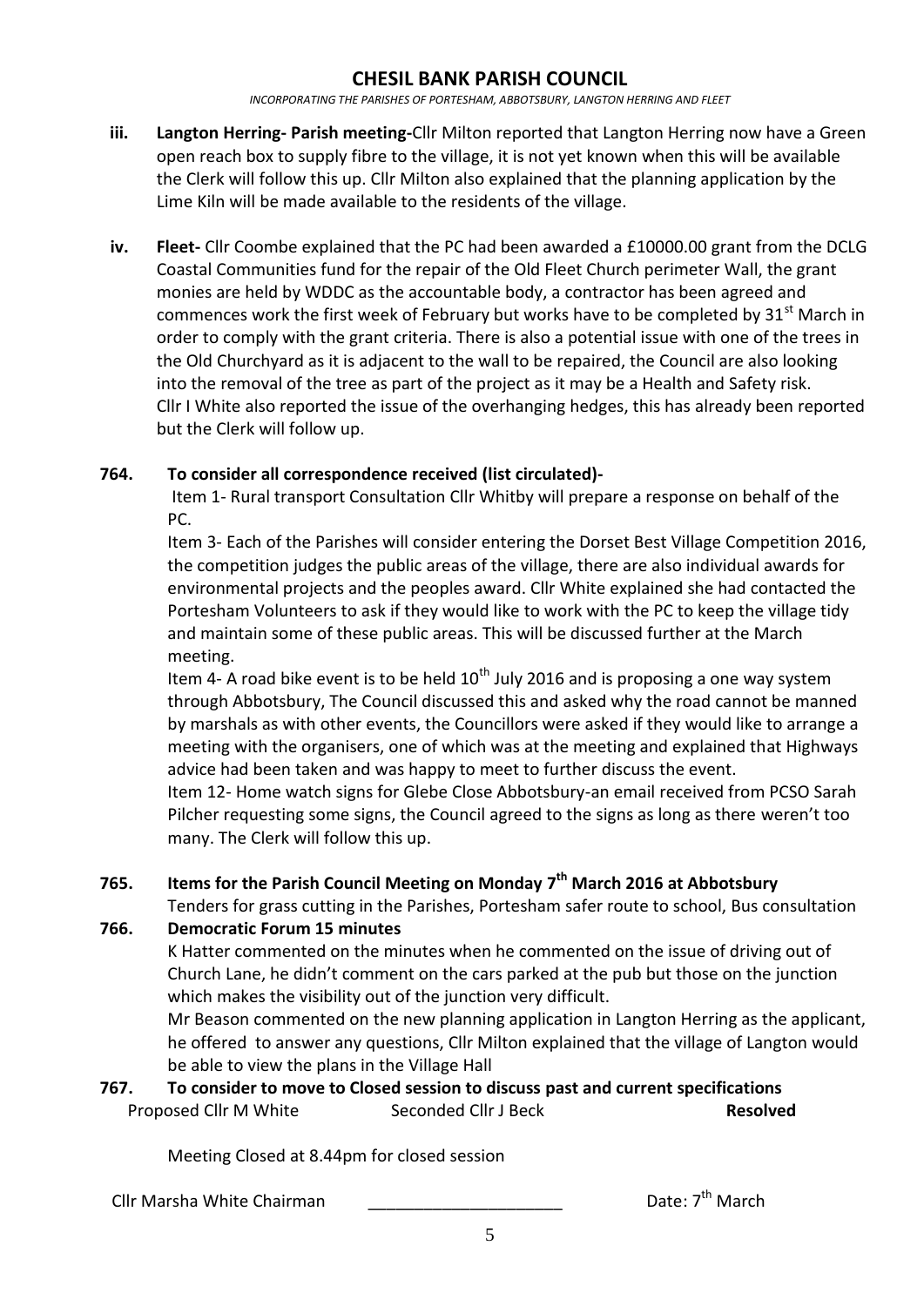- **iii. Langton Herring- Parish meeting-**Cllr Milton reported that Langton Herring now have a Green open reach box to supply fibre to the village, it is not yet known when this will be available the Clerk will follow this up. Cllr Milton also explained that the planning application by the Lime Kiln will be made available to the residents of the village.

- **iv. Fleet-** Cllr Coombe explained that the PC had been awarded a £10000.00 grant from the DCLG Coastal Communities fund for the repair of the Old Fleet Church perimeter Wall, the grant monies are held by WDDC as the accountable body, a contractor has been agreed and commences work the first week of February but works have to be completed by 31st March in order to comply with the grant criteria. There is also a potential issue with one of the trees in the Old Churchyard as it is adjacent to the wall to be repaired, the Council are also looking into the removal of the tree as part of the project as it may be a Health and Safety risk. Cllr I White also reported the issue of the overhanging hedges, this has already been reported but the Clerk will follow up.

**764. To consider all correspondence received (list circulated)-**

Item 1- Rural transport Consultation Cllr Whitby will prepare a response on behalf of the PC.

Item 3- Each of the Parishes will consider entering the Dorset Best Village Competition 2016, the competition judges the public areas of the village, there are also individual awards for environmental projects and the peoples award. Cllr White explained she had contacted the Portesham Volunteers to ask if they would like to work with the PC to keep the village tidy and maintain some of these public areas. This will be discussed further at the March meeting.

Item 4- A road bike event is to be held 10th July 2016 and is proposing a one way system through Abbotsbury, The Council discussed this and asked why the road cannot be manned by marshals as with other events, the Councillors were asked if they would like to arrange a meeting with the organisers, one of which was at the meeting and explained that Highways advice had been taken and was happy to meet to further discuss the event.

Item 12- Home watch signs for Glebe Close Abbotsbury-an email received from PCSO Sarah Pilcher requesting some signs, the Council agreed to the signs as long as there weren't too many. The Clerk will follow this up.

**765. Items for the Parish Council Meeting on Monday 7th March 2016 at Abbotsbury**

Tenders for grass cutting in the Parishes, Portesham safer route to school, Bus consultation

**766. Democratic Forum 15 minutes**

K Hatter commented on the minutes when he commented on the issue of driving out of Church Lane, he didn't comment on the cars parked at the pub but those on the junction which makes the visibility out of the junction very difficult.

Mr Beason commented on the new planning application in Langton Herring as the applicant, he offered to answer any questions, Cllr Milton explained that the village of Langton would be able to view the plans in the Village Hall

**767. To consider to move to Closed session to discuss past and current specifications**

Proposed Cllr M White Seconded Cllr J Beck **Resolved**

Meeting Closed at 8.44pm for closed session

Cllr Marsha White Chairman \_\_\_\_\_\_\_\_\_\_\_\_\_\_\_\_\_\_\_\_\_ Date: 7th March